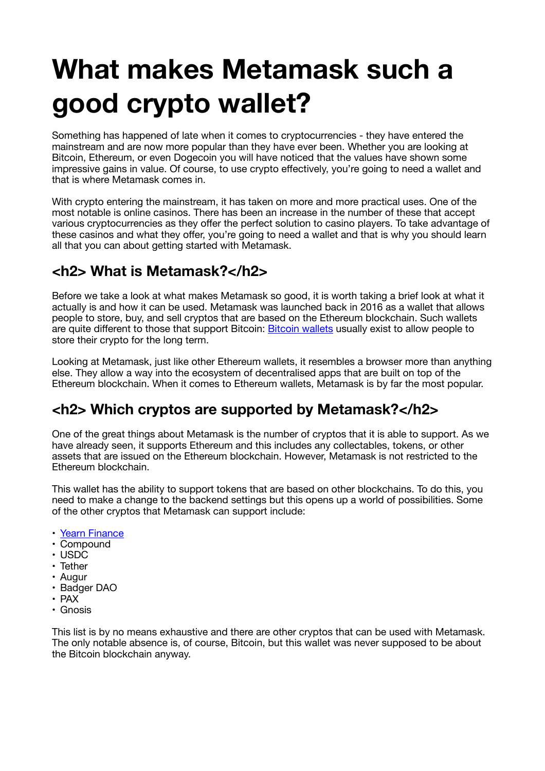# What makes Metamask such a good crypto wallet?

Something has happened of late when it comes to cryptocurrencies - they have entered the mainstream and are now more popular than they have ever been. Whether you are looking at Bitcoin, Ethereum, or even Dogecoin you will have noticed that the values have shown some impressive gains in value. Of course, to use crypto effectively, you're going to need a wallet and that is where Metamask comes in.

With crypto entering the mainstream, it has taken on more and more practical uses. One of the most notable is online casinos. There has been an increase in the number of these that accept various cryptocurrencies as they offer the perfect solution to casino players. To take advantage of these casinos and what they offer, you're going to need a wallet and that is why you should learn all that you can about getting started with Metamask.

## <h2> What is Metamask?</h2>

Before we take a look at what makes Metamask so good, it is worth taking a brief look at what it actually is and how it can be used. Metamask was launched back in 2016 as a wallet that allows people to store, buy, and sell cryptos that are based on the Ethereum blockchain. Such wallets are quite different to those that support Bitcoin: [Bitcoin wallets] usually exist to allow people to store their crypto for the long term.

Looking at Metamask, just like other Ethereum wallets, it resembles a browser more than anything else. They allow a way into the ecosystem of decentralised apps that are built on top of the Ethereum blockchain. When it comes to Ethereum wallets, Metamask is by far the most popular.

## <h2> Which cryptos are supported by Metamask?</h2>

One of the great things about Metamask is the number of cryptos that it is able to support. As we have already seen, it supports Ethereum and this includes any collectables, tokens, or other assets that are issued on the Ethereum blockchain. However, Metamask is not restricted to the Ethereum blockchain.

This wallet has the ability to support tokens that are based on other blockchains. To do this, you need to make a change to the backend settings but this opens up a world of possibilities. Some of the other cryptos that Metamask can support include:

- Yearn Finance
- Compound
- USDC
- Tether
- Augur
- Badger DAO
- PAX
- Gnosis

This list is by no means exhaustive and there are other cryptos that can be used with Metamask. The only notable absence is, of course, Bitcoin, but this wallet was never supposed to be about the Bitcoin blockchain anyway.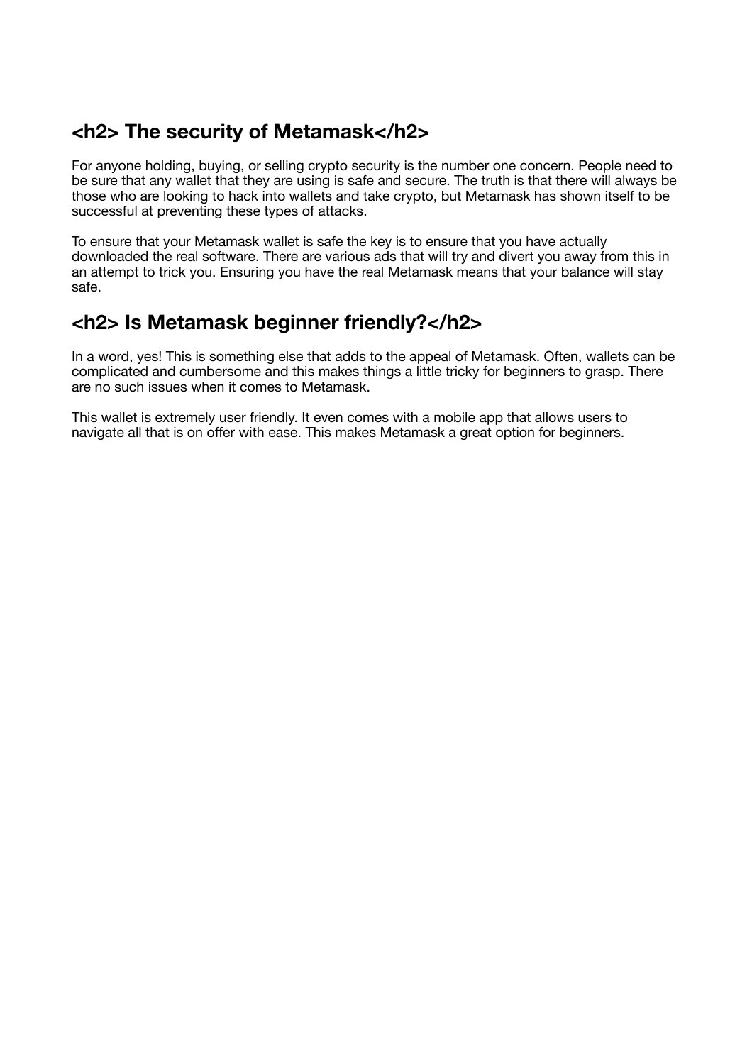## <h2> The security of Metamask</h2>

For anyone holding, buying, or selling crypto security is the number one concern. People need to be sure that any wallet that they are using is safe and secure. The truth is that there will always be those who are looking to hack into wallets and take crypto, but Metamask has shown itself to be successful at preventing these types of attacks.

To ensure that your Metamask wallet is safe the key is to ensure that you have actually downloaded the real software. There are various ads that will try and divert you away from this in an attempt to trick you. Ensuring you have the real Metamask means that your balance will stay safe.

## <h2> Is Metamask beginner friendly?</h2>

In a word, yes! This is something else that adds to the appeal of Metamask. Often, wallets can be complicated and cumbersome and this makes things a little tricky for beginners to grasp. There are no such issues when it comes to Metamask.

This wallet is extremely user friendly. It even comes with a mobile app that allows users to navigate all that is on offer with ease. This makes Metamask a great option for beginners.